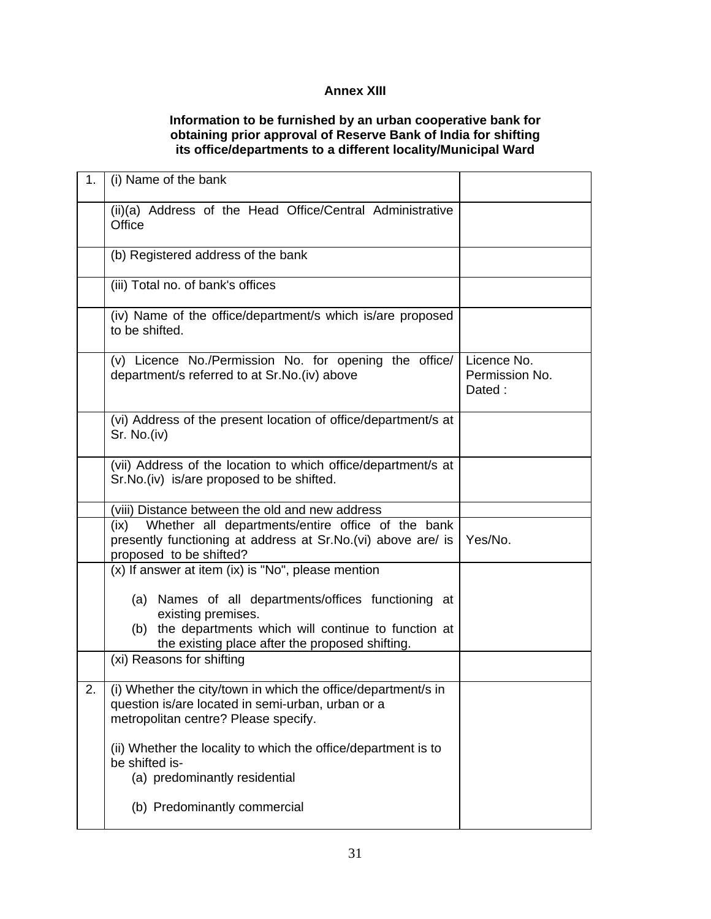**Annex XIII**

**Information to be furnished by an urban cooperative bank for obtaining prior approval of Reserve Bank of India for shifting its office/departments to a different locality/Municipal Ward**

| | | |
|---|---|---|
| 1. | (i) Name of the bank | |
| | (ii)(a) Address of the Head Office/Central Administrative Office | |
| | (b) Registered address of the bank | |
| | (iii) Total no. of bank's offices | |
| | (iv) Name of the office/department/s which is/are proposed to be shifted. | |
| | (v) Licence No./Permission No. for opening the office/ department/s referred to at Sr.No.(iv) above | Licence No.<br>Permission No.<br>Dated : |
| | (vi) Address of the present location of office/department/s at Sr. No.(iv) | |
| | (vii) Address of the location to which office/department/s at Sr.No.(iv) is/are proposed to be shifted. | |
| | (viii) Distance between the old and new address | |
| | (ix) Whether all departments/entire office of the bank presently functioning at address at Sr.No.(vi) above are/ is proposed to be shifted? | Yes/No. |
| | (x) If answer at item (ix) is "No", please mention<br>(a) Names of all departments/offices functioning at existing premises.<br>(b) the departments which will continue to function at the existing place after the proposed shifting. | |
| | (xi) Reasons for shifting | |
| 2. | (i) Whether the city/town in which the office/department/s in question is/are located in semi-urban, urban or a metropolitan centre? Please specify.<br>(ii) Whether the locality to which the office/department is to be shifted is-<br>(a) predominantly residential<br>(b) Predominantly commercial | |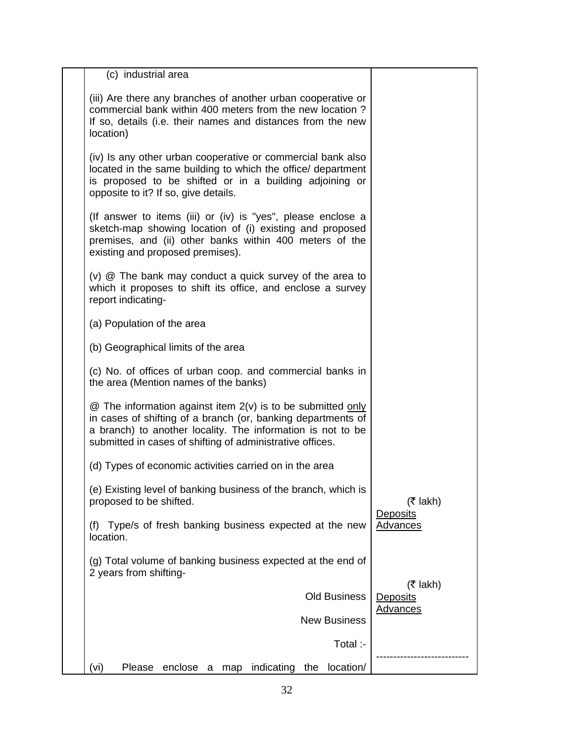| | | |
|---|---|---|
| | (c) industrial area | |
| | (iii) Are there any branches of another urban cooperative or commercial bank within 400 meters from the new location ? If so, details (i.e. their names and distances from the new location) | |
| | (iv) Is any other urban cooperative or commercial bank also located in the same building to which the office/ department is proposed to be shifted or in a building adjoining or opposite to it? If so, give details. | |
| | (If answer to items (iii) or (iv) is "yes", please enclose a sketch-map showing location of (i) existing and proposed premises, and (ii) other banks within 400 meters of the existing and proposed premises). | |
| | (v) @ The bank may conduct a quick survey of the area to which it proposes to shift its office, and enclose a survey report indicating- | |
| | (a) Population of the area | |
| | (b) Geographical limits of the area | |
| | (c) No. of offices of urban coop. and commercial banks in the area (Mention names of the banks) | |
| | @ The information against item 2(v) is to be submitted <u>only</u> in cases of shifting of a branch (or, banking departments of a branch) to another locality. The information is not to be submitted in cases of shifting of administrative offices. | |
| | (d) Types of economic activities carried on in the area | |
| | (e) Existing level of banking business of the branch, which is proposed to be shifted. | (₹ lakh)<br><u>Deposits</u><br><u>Advances</u> |
| | (f) Type/s of fresh banking business expected at the new location. | |
| | (g) Total volume of banking business expected at the end of 2 years from shifting- | (₹ lakh) |
| | Old Business | <u>Deposits</u><br><u>Advances</u> |
| | New Business | |
| | Total :- | --------------------------- |
| | (vi) Please enclose a map indicating the location/ | |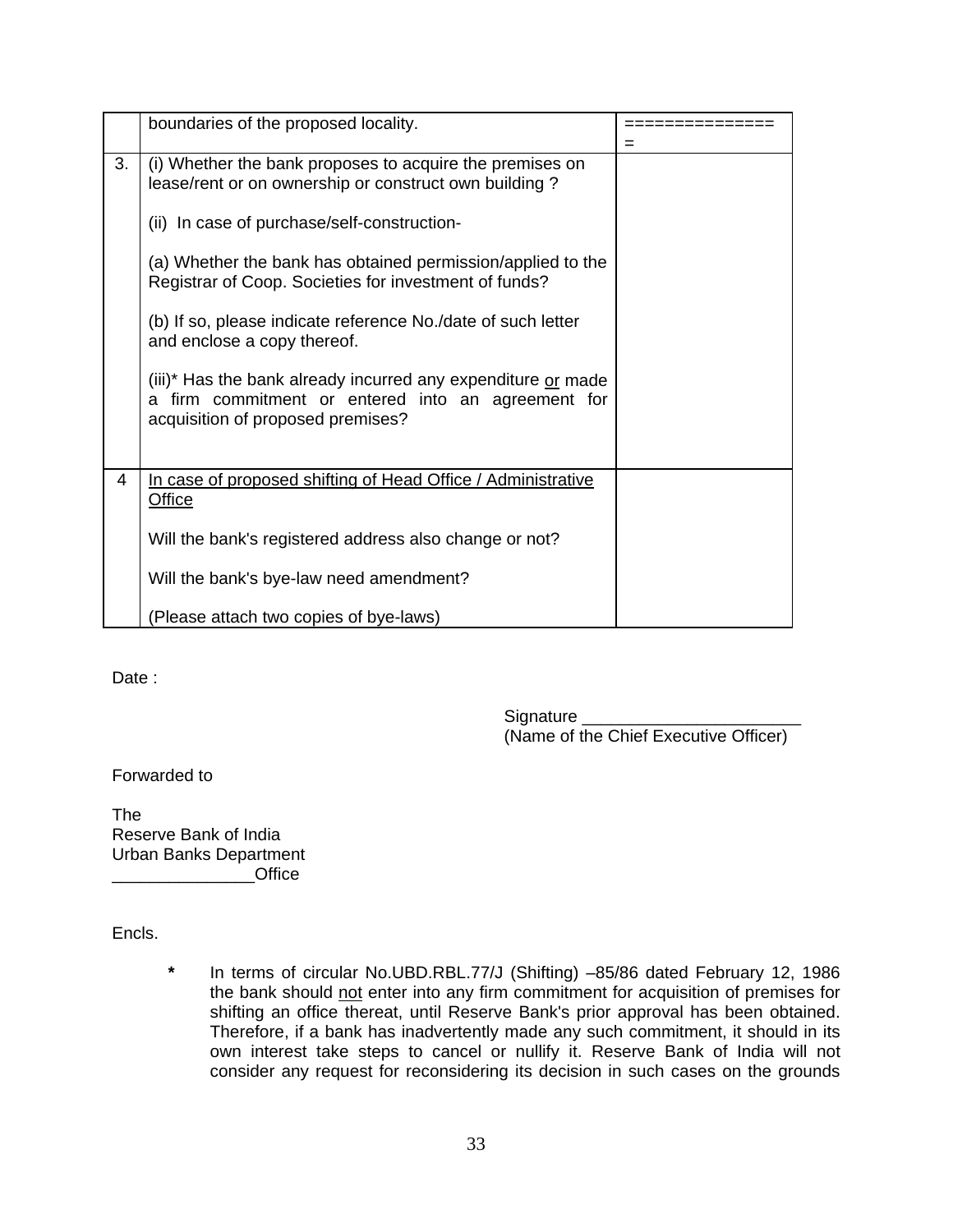| | | |
|---|---|---|
| | boundaries of the proposed locality. | ================ |
| 3. | (i) Whether the bank proposes to acquire the premises on lease/rent or on ownership or construct own building ?<br><br>(ii) In case of purchase/self-construction-<br><br>(a) Whether the bank has obtained permission/applied to the Registrar of Coop. Societies for investment of funds?<br><br>(b) If so, please indicate reference No./date of such letter and enclose a copy thereof.<br><br>(iii)* Has the bank already incurred any expenditure <u>or</u> made a firm commitment or entered into an agreement for acquisition of proposed premises? | |
| 4 | <u>In case of proposed shifting of Head Office / Administrative Office</u><br><br>Will the bank's registered address also change or not?<br><br>Will the bank's bye-law need amendment?<br><br>(Please attach two copies of bye-laws) | |

Date :

Signature ______________________
(Name of the Chief Executive Officer)

Forwarded to

The
Reserve Bank of India
Urban Banks Department
_______________Office

Encls.

**\*** In terms of circular No.UBD.RBL.77/J (Shifting) –85/86 dated February 12, 1986 the bank should <u>not</u> enter into any firm commitment for acquisition of premises for shifting an office thereat, until Reserve Bank's prior approval has been obtained. Therefore, if a bank has inadvertently made any such commitment, it should in its own interest take steps to cancel or nullify it. Reserve Bank of India will not consider any request for reconsidering its decision in such cases on the grounds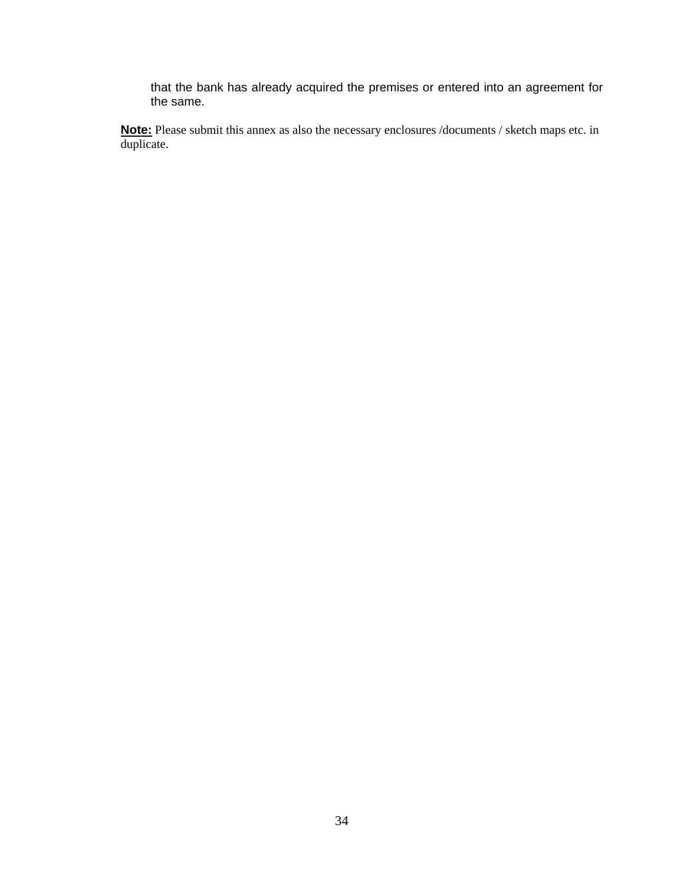that the bank has already acquired the premises or entered into an agreement for the same.

**Note:** Please submit this annex as also the necessary enclosures /documents / sketch maps etc. in duplicate.